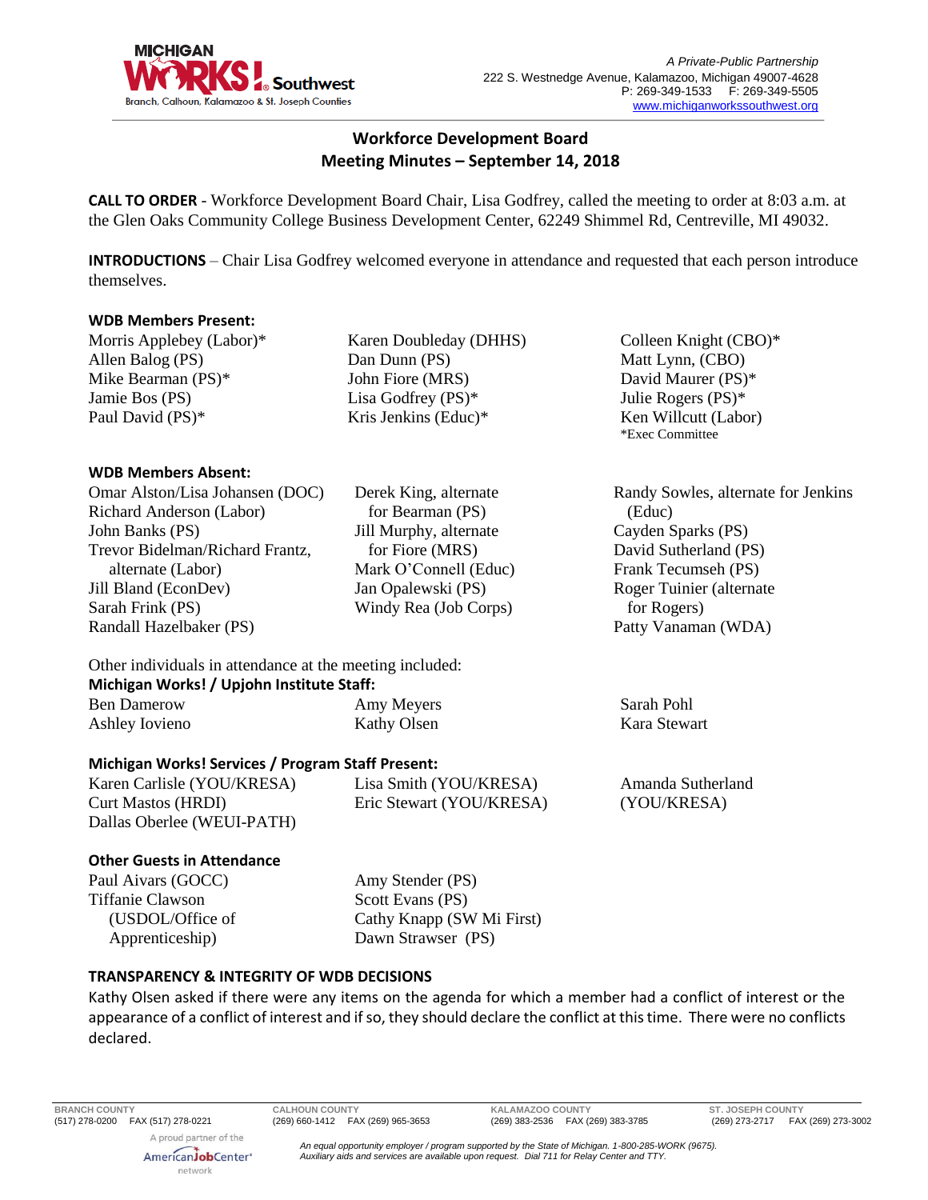A Private-Public Partnership
222 S. Westnedge Avenue, Kalamazoo, Michigan 49007-4628
P: 269-349-1533 F: 269-349-5505
www.michiganworkssouthwest.org

# Workforce Development Board
# Meeting Minutes – September 14, 2018

**CALL TO ORDER** - Workforce Development Board Chair, Lisa Godfrey, called the meeting to order at 8:03 a.m. at the Glen Oaks Community College Business Development Center, 62249 Shimmel Rd, Centreville, MI 49032.

**INTRODUCTIONS** – Chair Lisa Godfrey welcomed everyone in attendance and requested that each person introduce themselves.

**WDB Members Present:**

Morris Applebey (Labor)*
Allen Balog (PS)
Mike Bearman (PS)*
Jamie Bos (PS)
Paul David (PS)*
Karen Doubleday (DHHS)
Dan Dunn (PS)
John Fiore (MRS)
Lisa Godfrey (PS)*
Kris Jenkins (Educ)*
Colleen Knight (CBO)*
Matt Lynn, (CBO)
David Maurer (PS)*
Julie Rogers (PS)*
Ken Willcutt (Labor)

*Exec Committee

**WDB Members Absent:**

Omar Alston/Lisa Johansen (DOC)
Richard Anderson (Labor)
John Banks (PS)
Trevor Bidelman/Richard Frantz, alternate (Labor)
Jill Bland (EconDev)
Sarah Frink (PS)
Randall Hazelbaker (PS)
Derek King, alternate for Bearman (PS)
Jill Murphy, alternate for Fiore (MRS)
Mark O'Connell (Educ)
Jan Opalewski (PS)
Windy Rea (Job Corps)
Randy Sowles, alternate for Jenkins (Educ)
Cayden Sparks (PS)
David Sutherland (PS)
Frank Tecumseh (PS)
Roger Tuinier (alternate for Rogers)
Patty Vanaman (WDA)

Other individuals in attendance at the meeting included:

**Michigan Works! / Upjohn Institute Staff:**

Ben Damerow
Ashley Iovieno
Amy Meyers
Kathy Olsen
Sarah Pohl
Kara Stewart

**Michigan Works! Services / Program Staff Present:**

Karen Carlisle (YOU/KRESA)
Curt Mastos (HRDI)
Dallas Oberlee (WEUI-PATH)
Lisa Smith (YOU/KRESA)
Eric Stewart (YOU/KRESA)
Amanda Sutherland (YOU/KRESA)

**Other Guests in Attendance**

Paul Aivars (GOCC)
Tiffanie Clawson (USDOL/Office of Apprenticeship)
Amy Stender (PS)
Scott Evans (PS)
Cathy Knapp (SW Mi First)
Dawn Strawser (PS)

**TRANSPARENCY & INTEGRITY OF WDB DECISIONS**

Kathy Olsen asked if there were any items on the agenda for which a member had a conflict of interest or the appearance of a conflict of interest and if so, they should declare the conflict at this time. There were no conflicts declared.

BRANCH COUNTY (517) 278-0200 FAX (517) 278-0221
CALHOUN COUNTY (269) 660-1412 FAX (269) 965-3653
KALAMAZOO COUNTY (269) 383-2536 FAX (269) 383-3785
ST. JOSEPH COUNTY (269) 273-2717 FAX (269) 273-3002

*An equal opportunity employer / program supported by the State of Michigan. 1-800-285-WORK (9675). Auxiliary aids and services are available upon request. Dial 711 for Relay Center and TTY.*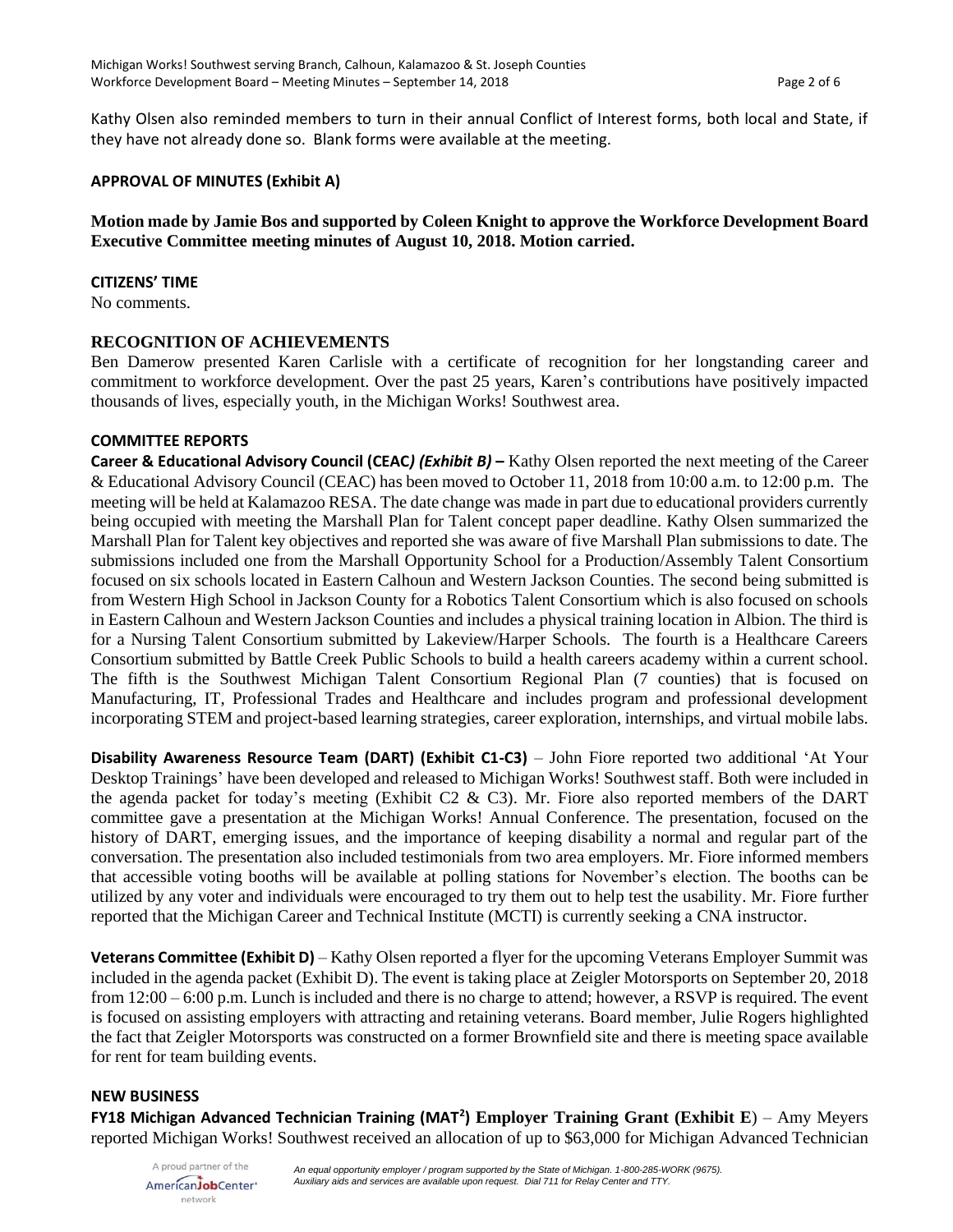Kathy Olsen also reminded members to turn in their annual Conflict of Interest forms, both local and State, if they have not already done so. Blank forms were available at the meeting.

**APPROVAL OF MINUTES (Exhibit A)**

**Motion made by Jamie Bos and supported by Coleen Knight to approve the Workforce Development Board Executive Committee meeting minutes of August 10, 2018. Motion carried.**

**CITIZENS' TIME**

No comments.

**RECOGNITION OF ACHIEVEMENTS**

Ben Damerow presented Karen Carlisle with a certificate of recognition for her longstanding career and commitment to workforce development. Over the past 25 years, Karen's contributions have positively impacted thousands of lives, especially youth, in the Michigan Works! Southwest area.

**COMMITTEE REPORTS**

**Career & Educational Advisory Council (CEAC*) (Exhibit B)* –** Kathy Olsen reported the next meeting of the Career & Educational Advisory Council (CEAC) has been moved to October 11, 2018 from 10:00 a.m. to 12:00 p.m. The meeting will be held at Kalamazoo RESA. The date change was made in part due to educational providers currently being occupied with meeting the Marshall Plan for Talent concept paper deadline. Kathy Olsen summarized the Marshall Plan for Talent key objectives and reported she was aware of five Marshall Plan submissions to date. The submissions included one from the Marshall Opportunity School for a Production/Assembly Talent Consortium focused on six schools located in Eastern Calhoun and Western Jackson Counties. The second being submitted is from Western High School in Jackson County for a Robotics Talent Consortium which is also focused on schools in Eastern Calhoun and Western Jackson Counties and includes a physical training location in Albion. The third is for a Nursing Talent Consortium submitted by Lakeview/Harper Schools. The fourth is a Healthcare Careers Consortium submitted by Battle Creek Public Schools to build a health careers academy within a current school. The fifth is the Southwest Michigan Talent Consortium Regional Plan (7 counties) that is focused on Manufacturing, IT, Professional Trades and Healthcare and includes program and professional development incorporating STEM and project-based learning strategies, career exploration, internships, and virtual mobile labs.

**Disability Awareness Resource Team (DART) (Exhibit C1-C3)** – John Fiore reported two additional 'At Your Desktop Trainings' have been developed and released to Michigan Works! Southwest staff. Both were included in the agenda packet for today's meeting (Exhibit C2 & C3). Mr. Fiore also reported members of the DART committee gave a presentation at the Michigan Works! Annual Conference. The presentation, focused on the history of DART, emerging issues, and the importance of keeping disability a normal and regular part of the conversation. The presentation also included testimonials from two area employers. Mr. Fiore informed members that accessible voting booths will be available at polling stations for November's election. The booths can be utilized by any voter and individuals were encouraged to try them out to help test the usability. Mr. Fiore further reported that the Michigan Career and Technical Institute (MCTI) is currently seeking a CNA instructor.

**Veterans Committee (Exhibit D)** – Kathy Olsen reported a flyer for the upcoming Veterans Employer Summit was included in the agenda packet (Exhibit D). The event is taking place at Zeigler Motorsports on September 20, 2018 from 12:00 – 6:00 p.m. Lunch is included and there is no charge to attend; however, a RSVP is required. The event is focused on assisting employers with attracting and retaining veterans. Board member, Julie Rogers highlighted the fact that Zeigler Motorsports was constructed on a former Brownfield site and there is meeting space available for rent for team building events.

**NEW BUSINESS**

**FY18 Michigan Advanced Technician Training (MAT$^2$) Employer Training Grant (Exhibit E)** – Amy Meyers reported Michigan Works! Southwest received an allocation of up to $63,000 for Michigan Advanced Technician

An equal opportunity employer / program supported by the State of Michigan. 1-800-285-WORK (9675). Auxiliary aids and services are available upon request. Dial 711 for Relay Center and TTY.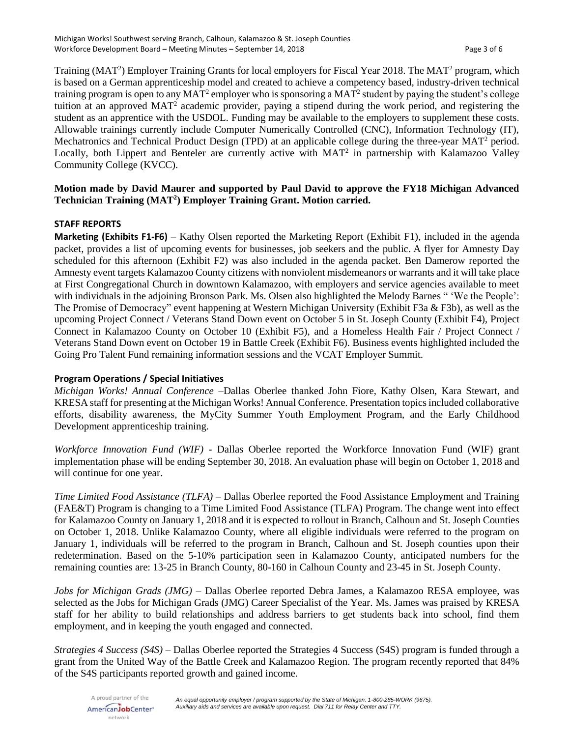Training ($MAT^2$) Employer Training Grants for local employers for Fiscal Year 2018. The $MAT^2$ program, which is based on a German apprenticeship model and created to achieve a competency based, industry-driven technical training program is open to any $MAT^2$ employer who is sponsoring a $MAT^2$ student by paying the student's college tuition at an approved $MAT^2$ academic provider, paying a stipend during the work period, and registering the student as an apprentice with the USDOL. Funding may be available to the employers to supplement these costs. Allowable trainings currently include Computer Numerically Controlled (CNC), Information Technology (IT), Mechatronics and Technical Product Design (TPD) at an applicable college during the three-year $MAT^2$ period. Locally, both Lippert and Benteler are currently active with $MAT^2$ in partnership with Kalamazoo Valley Community College (KVCC).

**Motion made by David Maurer and supported by Paul David to approve the FY18 Michigan Advanced Technician Training ($MAT^2$) Employer Training Grant. Motion carried.**

## STAFF REPORTS

**Marketing (Exhibits F1-F6)** – Kathy Olsen reported the Marketing Report (Exhibit F1), included in the agenda packet, provides a list of upcoming events for businesses, job seekers and the public. A flyer for Amnesty Day scheduled for this afternoon (Exhibit F2) was also included in the agenda packet. Ben Damerow reported the Amnesty event targets Kalamazoo County citizens with nonviolent misdemeanors or warrants and it will take place at First Congregational Church in downtown Kalamazoo, with employers and service agencies available to meet with individuals in the adjoining Bronson Park. Ms. Olsen also highlighted the Melody Barnes " 'We the People': The Promise of Democracy" event happening at Western Michigan University (Exhibit F3a & F3b), as well as the upcoming Project Connect / Veterans Stand Down event on October 5 in St. Joseph County (Exhibit F4), Project Connect in Kalamazoo County on October 10 (Exhibit F5), and a Homeless Health Fair / Project Connect / Veterans Stand Down event on October 19 in Battle Creek (Exhibit F6). Business events highlighted included the Going Pro Talent Fund remaining information sessions and the VCAT Employer Summit.

### Program Operations / Special Initiatives

*Michigan Works! Annual Conference* –Dallas Oberlee thanked John Fiore, Kathy Olsen, Kara Stewart, and KRESA staff for presenting at the Michigan Works! Annual Conference. Presentation topics included collaborative efforts, disability awareness, the MyCity Summer Youth Employment Program, and the Early Childhood Development apprenticeship training.

*Workforce Innovation Fund (WIF)* - Dallas Oberlee reported the Workforce Innovation Fund (WIF) grant implementation phase will be ending September 30, 2018. An evaluation phase will begin on October 1, 2018 and will continue for one year.

*Time Limited Food Assistance (TLFA)* – Dallas Oberlee reported the Food Assistance Employment and Training (FAE&T) Program is changing to a Time Limited Food Assistance (TLFA) Program. The change went into effect for Kalamazoo County on January 1, 2018 and it is expected to rollout in Branch, Calhoun and St. Joseph Counties on October 1, 2018. Unlike Kalamazoo County, where all eligible individuals were referred to the program on January 1, individuals will be referred to the program in Branch, Calhoun and St. Joseph counties upon their redetermination. Based on the 5-10% participation seen in Kalamazoo County, anticipated numbers for the remaining counties are: 13-25 in Branch County, 80-160 in Calhoun County and 23-45 in St. Joseph County.

*Jobs for Michigan Grads (JMG)* – Dallas Oberlee reported Debra James, a Kalamazoo RESA employee, was selected as the Jobs for Michigan Grads (JMG) Career Specialist of the Year. Ms. James was praised by KRESA staff for her ability to build relationships and address barriers to get students back into school, find them employment, and in keeping the youth engaged and connected.

*Strategies 4 Success (S4S)* – Dallas Oberlee reported the Strategies 4 Success (S4S) program is funded through a grant from the United Way of the Battle Creek and Kalamazoo Region. The program recently reported that 84% of the S4S participants reported growth and gained income.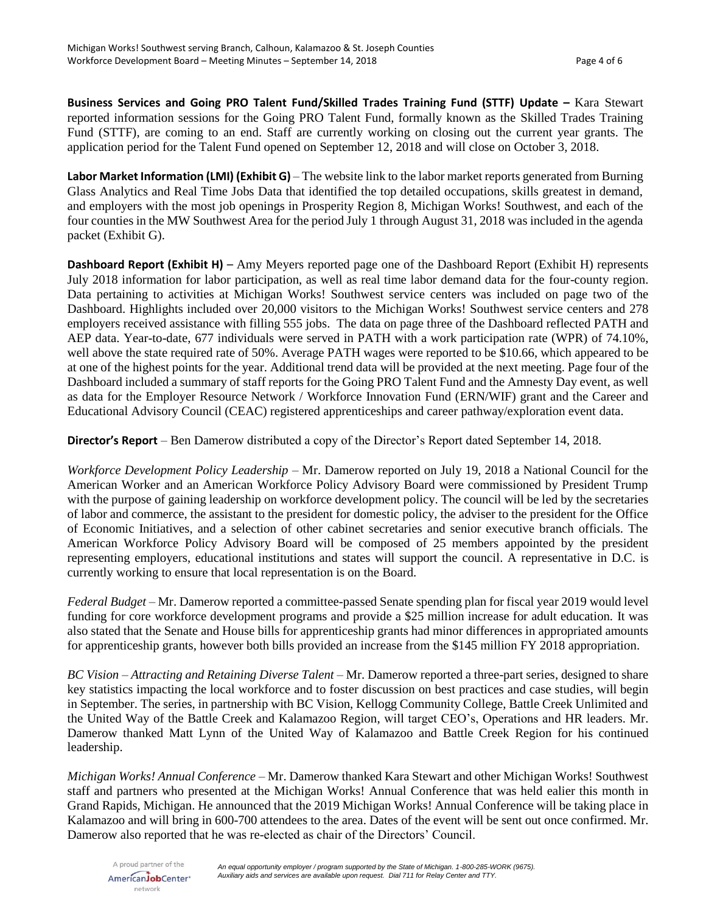**Business Services and Going PRO Talent Fund/Skilled Trades Training Fund (STTF) Update –** Kara Stewart reported information sessions for the Going PRO Talent Fund, formally known as the Skilled Trades Training Fund (STTF), are coming to an end. Staff are currently working on closing out the current year grants. The application period for the Talent Fund opened on September 12, 2018 and will close on October 3, 2018.

**Labor Market Information (LMI) (Exhibit G)** – The website link to the labor market reports generated from Burning Glass Analytics and Real Time Jobs Data that identified the top detailed occupations, skills greatest in demand, and employers with the most job openings in Prosperity Region 8, Michigan Works! Southwest, and each of the four counties in the MW Southwest Area for the period July 1 through August 31, 2018 was included in the agenda packet (Exhibit G).

**Dashboard Report (Exhibit H) –** Amy Meyers reported page one of the Dashboard Report (Exhibit H) represents July 2018 information for labor participation, as well as real time labor demand data for the four-county region. Data pertaining to activities at Michigan Works! Southwest service centers was included on page two of the Dashboard. Highlights included over 20,000 visitors to the Michigan Works! Southwest service centers and 278 employers received assistance with filling 555 jobs. The data on page three of the Dashboard reflected PATH and AEP data. Year-to-date, 677 individuals were served in PATH with a work participation rate (WPR) of 74.10%, well above the state required rate of 50%. Average PATH wages were reported to be $10.66, which appeared to be at one of the highest points for the year. Additional trend data will be provided at the next meeting. Page four of the Dashboard included a summary of staff reports for the Going PRO Talent Fund and the Amnesty Day event, as well as data for the Employer Resource Network / Workforce Innovation Fund (ERN/WIF) grant and the Career and Educational Advisory Council (CEAC) registered apprenticeships and career pathway/exploration event data.

**Director's Report** – Ben Damerow distributed a copy of the Director's Report dated September 14, 2018.

*Workforce Development Policy Leadership* – Mr. Damerow reported on July 19, 2018 a National Council for the American Worker and an American Workforce Policy Advisory Board were commissioned by President Trump with the purpose of gaining leadership on workforce development policy. The council will be led by the secretaries of labor and commerce, the assistant to the president for domestic policy, the adviser to the president for the Office of Economic Initiatives, and a selection of other cabinet secretaries and senior executive branch officials. The American Workforce Policy Advisory Board will be composed of 25 members appointed by the president representing employers, educational institutions and states will support the council. A representative in D.C. is currently working to ensure that local representation is on the Board.

*Federal Budget* – Mr. Damerow reported a committee-passed Senate spending plan for fiscal year 2019 would level funding for core workforce development programs and provide a $25 million increase for adult education. It was also stated that the Senate and House bills for apprenticeship grants had minor differences in appropriated amounts for apprenticeship grants, however both bills provided an increase from the $145 million FY 2018 appropriation.

*BC Vision – Attracting and Retaining Diverse Talent* – Mr. Damerow reported a three-part series, designed to share key statistics impacting the local workforce and to foster discussion on best practices and case studies, will begin in September. The series, in partnership with BC Vision, Kellogg Community College, Battle Creek Unlimited and the United Way of the Battle Creek and Kalamazoo Region, will target CEO's, Operations and HR leaders. Mr. Damerow thanked Matt Lynn of the United Way of Kalamazoo and Battle Creek Region for his continued leadership.

*Michigan Works! Annual Conference* – Mr. Damerow thanked Kara Stewart and other Michigan Works! Southwest staff and partners who presented at the Michigan Works! Annual Conference that was held ealier this month in Grand Rapids, Michigan. He announced that the 2019 Michigan Works! Annual Conference will be taking place in Kalamazoo and will bring in 600-700 attendees to the area. Dates of the event will be sent out once confirmed. Mr. Damerow also reported that he was re-elected as chair of the Directors' Council.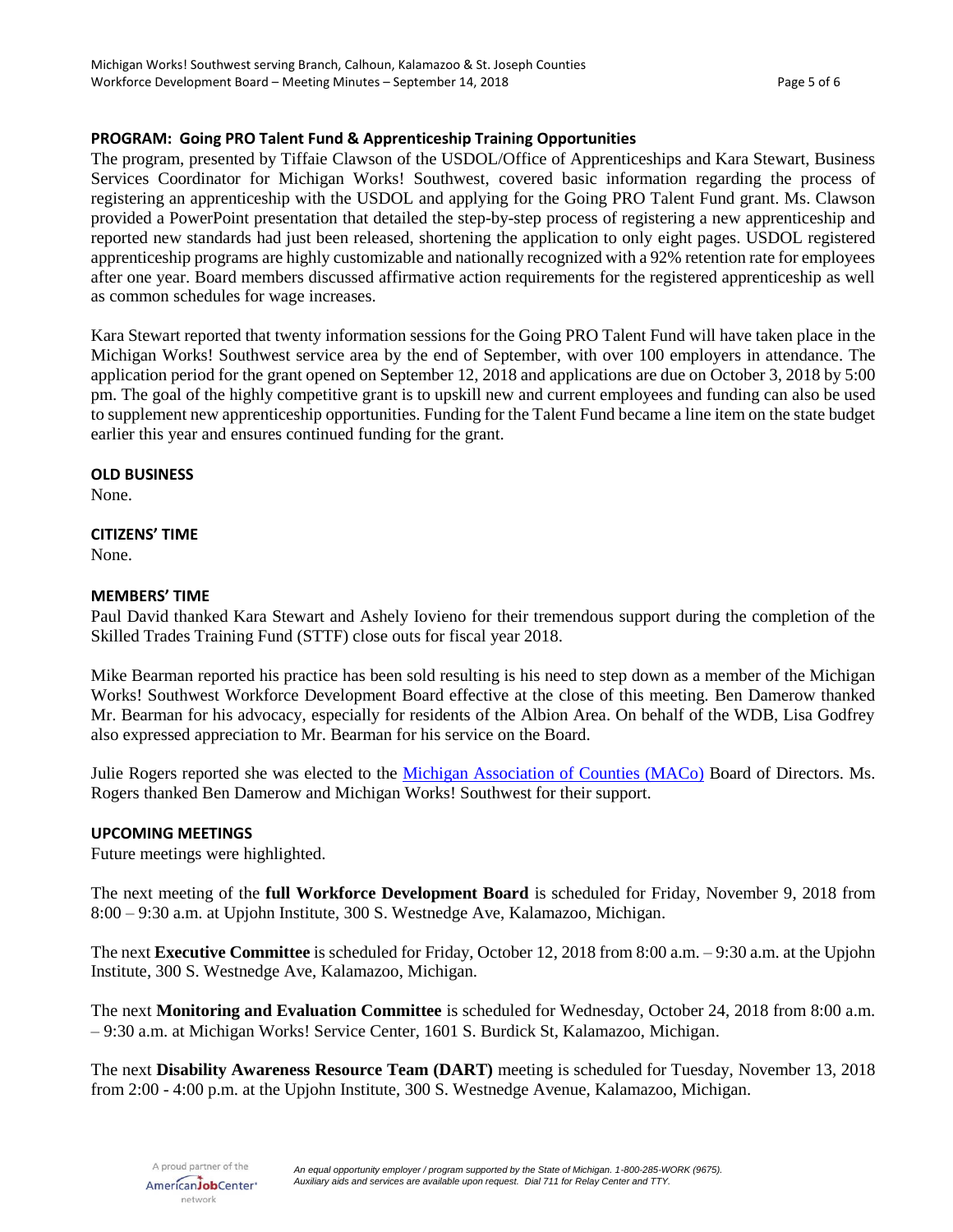**PROGRAM: Going PRO Talent Fund & Apprenticeship Training Opportunities**

The program, presented by Tiffaie Clawson of the USDOL/Office of Apprenticeships and Kara Stewart, Business Services Coordinator for Michigan Works! Southwest, covered basic information regarding the process of registering an apprenticeship with the USDOL and applying for the Going PRO Talent Fund grant. Ms. Clawson provided a PowerPoint presentation that detailed the step-by-step process of registering a new apprenticeship and reported new standards had just been released, shortening the application to only eight pages. USDOL registered apprenticeship programs are highly customizable and nationally recognized with a 92% retention rate for employees after one year. Board members discussed affirmative action requirements for the registered apprenticeship as well as common schedules for wage increases.

Kara Stewart reported that twenty information sessions for the Going PRO Talent Fund will have taken place in the Michigan Works! Southwest service area by the end of September, with over 100 employers in attendance. The application period for the grant opened on September 12, 2018 and applications are due on October 3, 2018 by 5:00 pm. The goal of the highly competitive grant is to upskill new and current employees and funding can also be used to supplement new apprenticeship opportunities. Funding for the Talent Fund became a line item on the state budget earlier this year and ensures continued funding for the grant.

**OLD BUSINESS**

None.

**CITIZENS' TIME**

None.

**MEMBERS' TIME**

Paul David thanked Kara Stewart and Ashely Iovieno for their tremendous support during the completion of the Skilled Trades Training Fund (STTF) close outs for fiscal year 2018.

Mike Bearman reported his practice has been sold resulting is his need to step down as a member of the Michigan Works! Southwest Workforce Development Board effective at the close of this meeting. Ben Damerow thanked Mr. Bearman for his advocacy, especially for residents of the Albion Area. On behalf of the WDB, Lisa Godfrey also expressed appreciation to Mr. Bearman for his service on the Board.

Julie Rogers reported she was elected to the Michigan Association of Counties (MACo) Board of Directors. Ms. Rogers thanked Ben Damerow and Michigan Works! Southwest for their support.

**UPCOMING MEETINGS**

Future meetings were highlighted.

The next meeting of the **full Workforce Development Board** is scheduled for Friday, November 9, 2018 from 8:00 – 9:30 a.m. at Upjohn Institute, 300 S. Westnedge Ave, Kalamazoo, Michigan.

The next **Executive Committee** is scheduled for Friday, October 12, 2018 from 8:00 a.m. – 9:30 a.m. at the Upjohn Institute, 300 S. Westnedge Ave, Kalamazoo, Michigan.

The next **Monitoring and Evaluation Committee** is scheduled for Wednesday, October 24, 2018 from 8:00 a.m. – 9:30 a.m. at Michigan Works! Service Center, 1601 S. Burdick St, Kalamazoo, Michigan.

The next **Disability Awareness Resource Team (DART)** meeting is scheduled for Tuesday, November 13, 2018 from 2:00 - 4:00 p.m. at the Upjohn Institute, 300 S. Westnedge Avenue, Kalamazoo, Michigan.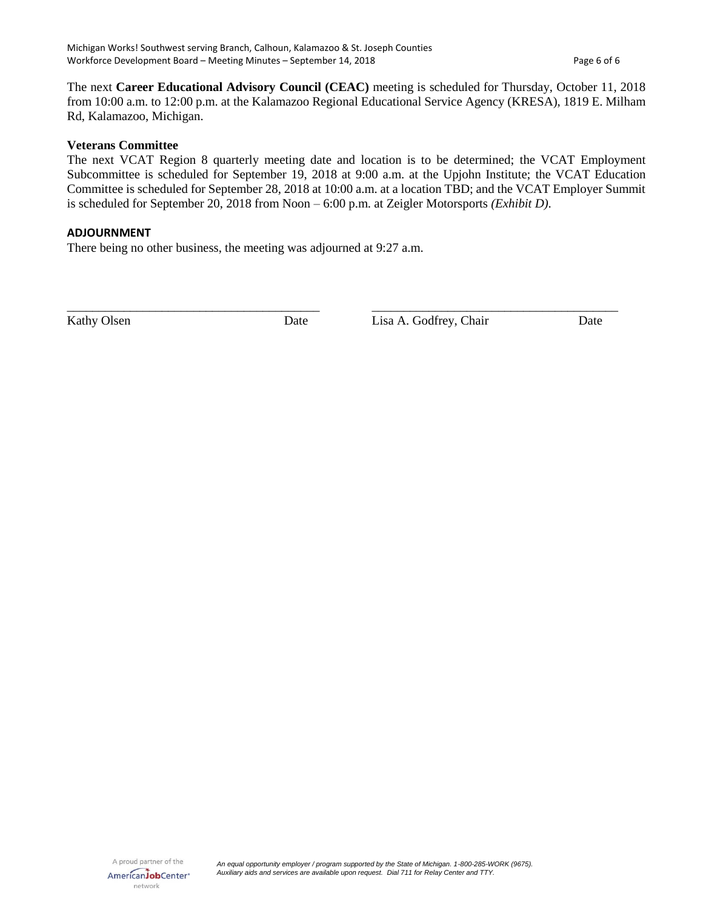The next **Career Educational Advisory Council (CEAC)** meeting is scheduled for Thursday, October 11, 2018 from 10:00 a.m. to 12:00 p.m. at the Kalamazoo Regional Educational Service Agency (KRESA), 1819 E. Milham Rd, Kalamazoo, Michigan.

**Veterans Committee**

The next VCAT Region 8 quarterly meeting date and location is to be determined; the VCAT Employment Subcommittee is scheduled for September 19, 2018 at 9:00 a.m. at the Upjohn Institute; the VCAT Education Committee is scheduled for September 28, 2018 at 10:00 a.m. at a location TBD; and the VCAT Employer Summit is scheduled for September 20, 2018 from Noon – 6:00 p.m. at Zeigler Motorsports *(Exhibit D).*

**ADJOURNMENT**

There being no other business, the meeting was adjourned at 9:27 a.m.

\_\_\_\_\_\_\_\_\_\_\_\_\_\_\_\_\_\_\_\_\_\_\_\_\_\_\_\_\_\_\_\_\_\_\_\_\_\_\_\_
Kathy Olsen Date

\_\_\_\_\_\_\_\_\_\_\_\_\_\_\_\_\_\_\_\_\_\_\_\_\_\_\_\_\_\_\_\_\_\_\_\_\_\_\_\_
Lisa A. Godfrey, Chair Date

A proud partner of the AmericanJobCenter network

*An equal opportunity employer / program supported by the State of Michigan. 1-800-285-WORK (9675). Auxiliary aids and services are available upon request. Dial 711 for Relay Center and TTY.*